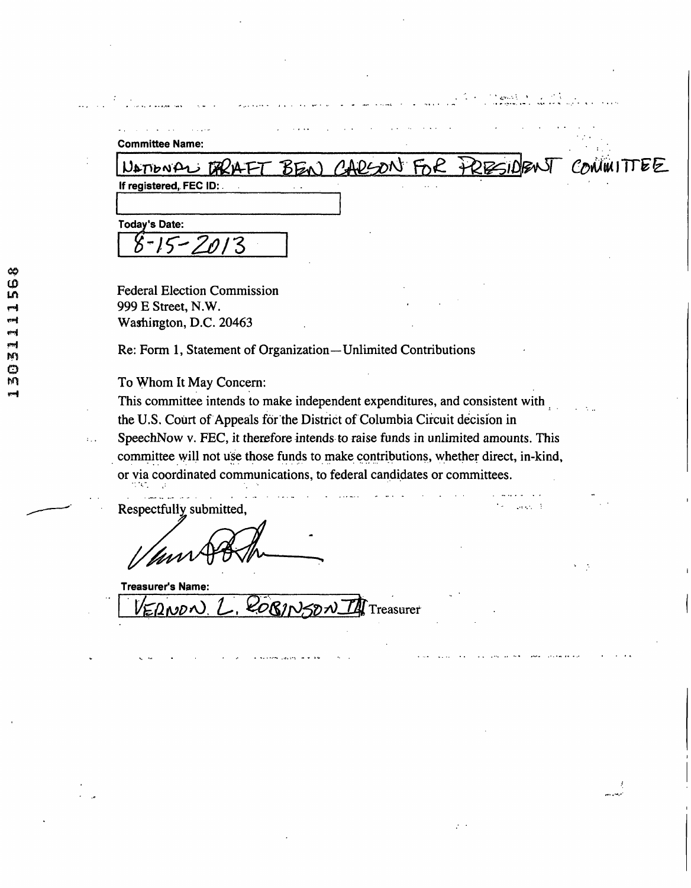**Committee Name:**

NATIONAL DRAFT BEN CARSON FOR PRESIDENT COMMITTEE

**If registered, FEC ID:**

**Today's Date:**

8-15-2013

Federal Election Commission
999 E Street, N.W.
Washington, D.C. 20463

Re: Form 1, Statement of Organization—Unlimited Contributions

To Whom It May Concern:

This committee intends to make independent expenditures, and consistent with the U.S. Court of Appeals for the District of Columbia Circuit decision in SpeechNow v. FEC, it therefore intends to raise funds in unlimited amounts. This committee will not use those funds to make contributions, whether direct, in-kind, or via coordinated communications, to federal candidates or committees.

Respectfully submitted,

**Treasurer's Name:**

VERNON L. ROBINSON III, Treasurer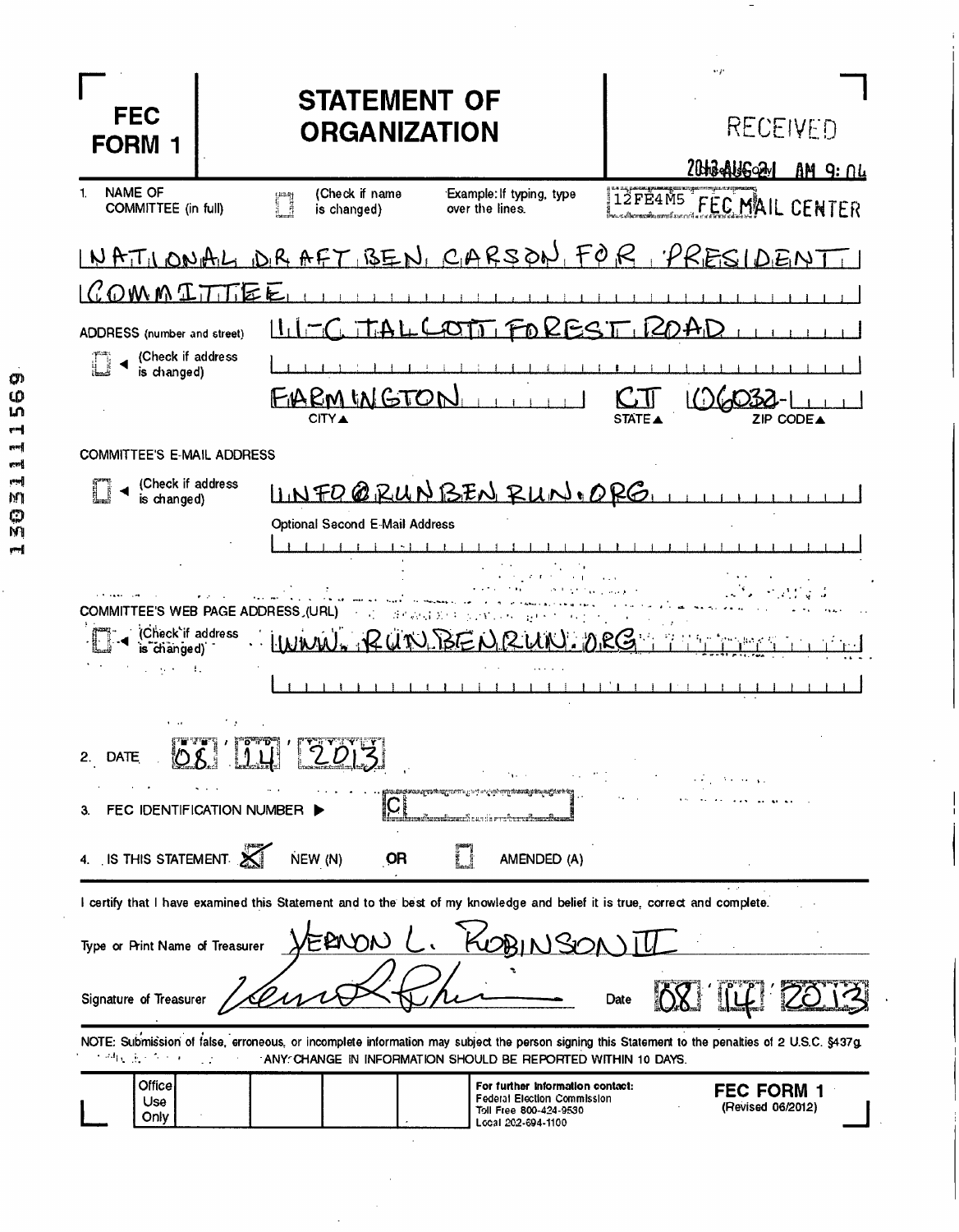# FEC FORM 1

# STATEMENT OF ORGANIZATION

RECEIVED

2013 AUG 21 AM 9:04

12FE4M5 FEC MAIL CENTER

1. NAME OF COMMITTEE (in full) ☐ (Check if name is changed) Example: If typing, type over the lines.

NATIONAL DRAFT BEN CARSON FOR PRESIDENT COMMITTEE

ADDRESS (number and street) ☐ (Check if address is changed)

111-C TALCOTT FOREST ROAD

FARMINGTON — CITY
CT — STATE
06032- — ZIP CODE

COMMITTEE'S E-MAIL ADDRESS

☐ (Check if address is changed)

INFO@RUNBENRUN.ORG

Optional Second E-Mail Address

COMMITTEE'S WEB PAGE ADDRESS (URL)

☐ (Check if address is changed)

WWW.RUNBENRUN.ORG

2. DATE 08 14 2013

3. FEC IDENTIFICATION NUMBER ▶ C

4. IS THIS STATEMENT ☒ NEW (N) OR ☐ AMENDED (A)

I certify that I have examined this Statement and to the best of my knowledge and belief it is true, correct and complete.

Type or Print Name of Treasurer: VERNON L. ROBINSON III

Signature of Treasurer: [signature] Date 08 14 2013

NOTE: Submission of false, erroneous, or incomplete information may subject the person signing this Statement to the penalties of 2 U.S.C. §437g.
ANY CHANGE IN INFORMATION SHOULD BE REPORTED WITHIN 10 DAYS.

| Office Use Only | | | | |
|---|---|---|---|---|

For further information contact:
Federal Election Commission
Toll Free 800-424-9530
Local 202-694-1100

FEC FORM 1 (Revised 06/2012)

13031111569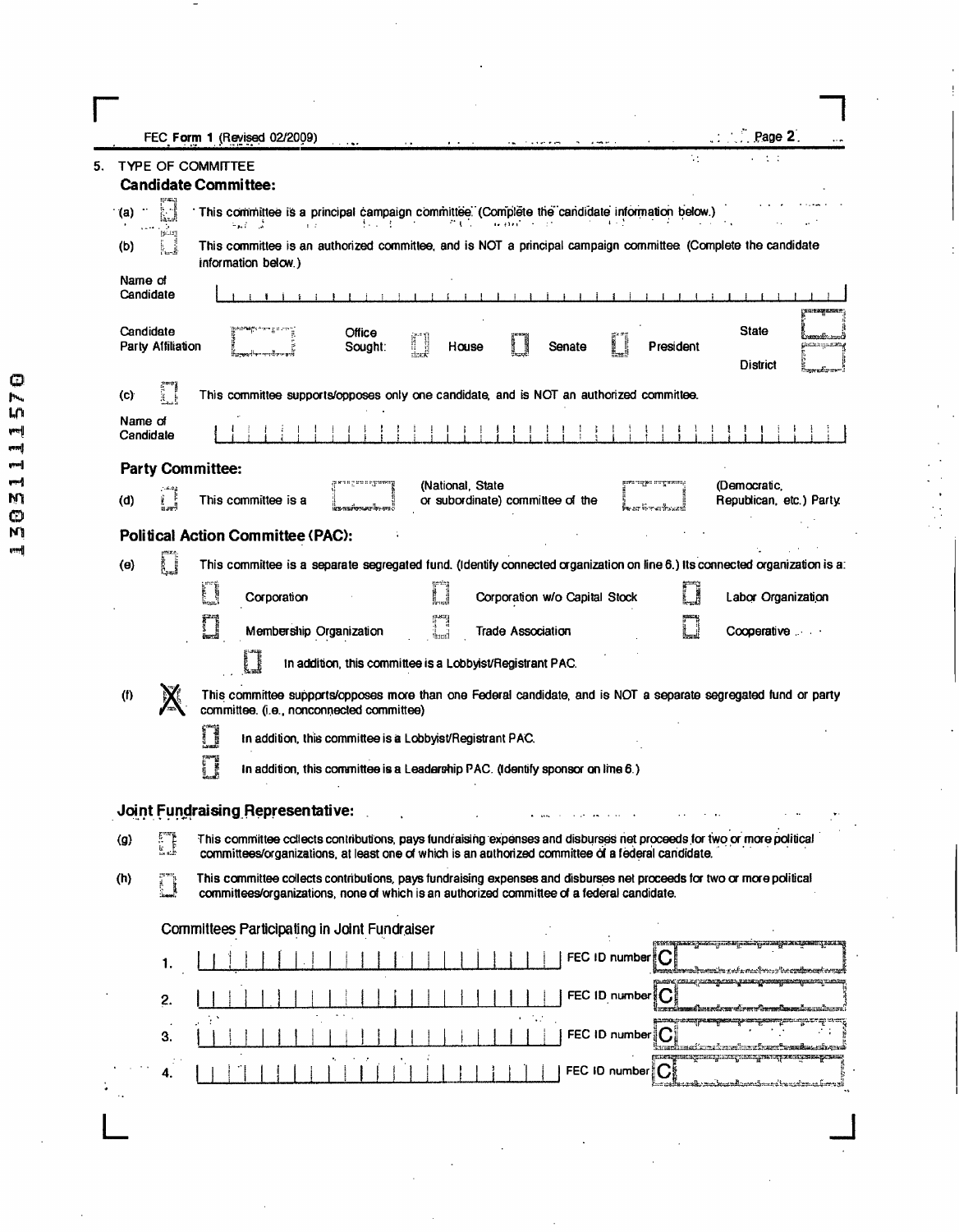5. TYPE OF COMMITTEE

### Candidate Committee:

(a) ☐ This committee is a principal campaign committee. (Complete the candidate information below.)

(b) ☐ This committee is an authorized committee, and is NOT a principal campaign committee. (Complete the candidate information below.)

Name of Candidate

Candidate Party Affiliation ☐ Office Sought: ☐ House ☐ Senate ☐ President State ☐ District ☐

(c) ☐ This committee supports/opposes only one candidate, and is NOT an authorized committee.

Name of Candidate

### Party Committee:

(d) ☐ This committee is a ☐ (National, State or subordinate) committee of the ☐ (Democratic, Republican, etc.) Party.

### Political Action Committee (PAC):

(e) ☐ This committee is a separate segregated fund. (Identify connected organization on line 6.) Its connected organization is a:

☐ Corporation ☐ Corporation w/o Capital Stock ☐ Labor Organization

☐ Membership Organization ☐ Trade Association ☐ Cooperative

☐ In addition, this committee is a Lobbyist/Registrant PAC.

(f) X This committee supports/opposes more than one Federal candidate, and is NOT a separate segregated fund or party committee. (i.e., nonconnected committee)

☐ In addition, this committee is a Lobbyist/Registrant PAC.

☐ In addition, this committee is a Leadership PAC. (Identify sponsor on line 6.)

### Joint Fundraising Representative:

(g) ☐ This committee collects contributions, pays fundraising expenses and disburses net proceeds for two or more political committees/organizations, at least one of which is an authorized committee of a federal candidate.

(h) ☐ This committee collects contributions, pays fundraising expenses and disburses net proceeds for two or more political committees/organizations, none of which is an authorized committee of a federal candidate.

Committees Participating in Joint Fundraiser

1. FEC ID number C
2. FEC ID number C
3. FEC ID number C
4. FEC ID number C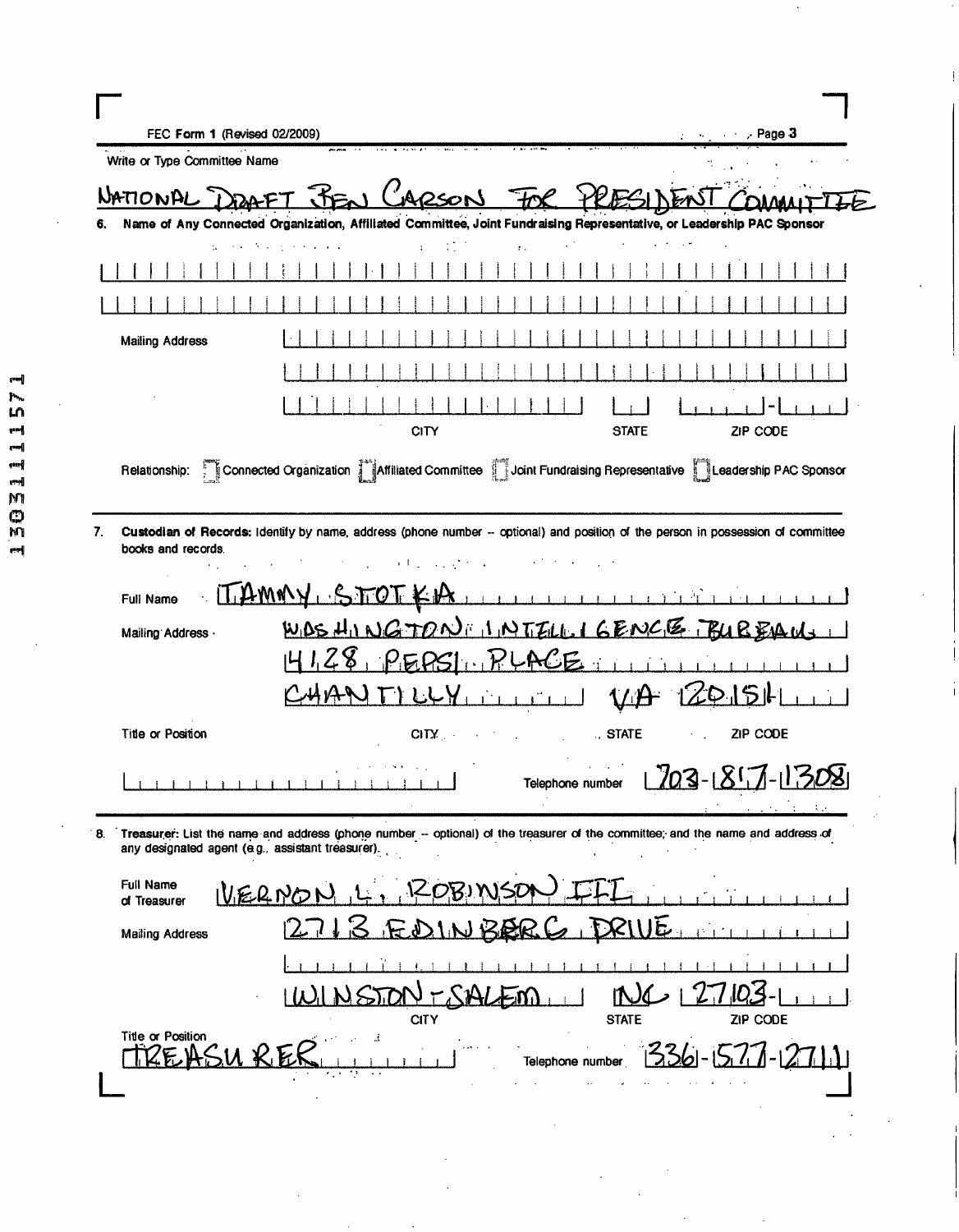FEC Form 1 (Revised 02/2009)

Write or Type Committee Name

NATIONAL DRAFT BEN CARSON FOR PRESIDENT COMMITTEE

**6. Name of Any Connected Organization, Affiliated Committee, Joint Fundraising Representative, or Leadership PAC Sponsor**

Mailing Address

CITY STATE ZIP CODE

Relationship: ☐ Connected Organization ☐ Affiliated Committee ☐ Joint Fundraising Representative ☐ Leadership PAC Sponsor

**7. Custodian of Records:** Identify by name, address (phone number -- optional) and position of the person in possession of committee books and records.

Full Name: TAMMY STOTKA

Mailing Address: WASHINGTON INTELLIGENCE BUREAU
4128 PEPSI PLACE
CHANTILLY VA 20151

CITY STATE ZIP CODE

Title or Position

Telephone number 703-817-1308

**8. Treasurer:** List the name and address (phone number -- optional) of the treasurer of the committee; and the name and address of any designated agent (e.g., assistant treasurer).

Full Name of Treasurer: VERNON L. ROBINSON III

Mailing Address: 2713 EDINBERG DRIVE

WINSTON-SALEM NC 27103

CITY STATE ZIP CODE

Title or Position: TREASURER

Telephone number 336-577-2711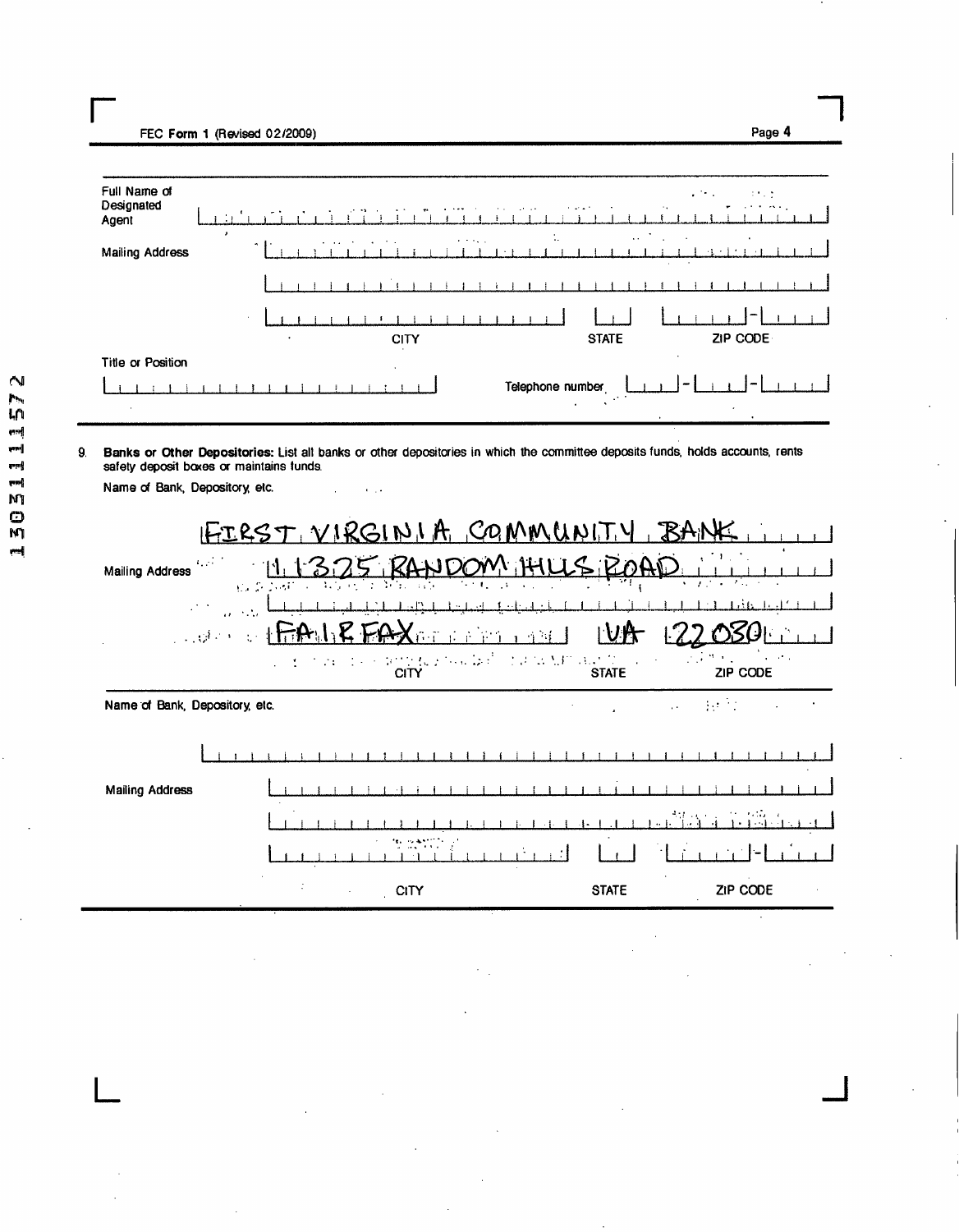FEC Form 1 (Revised 02/2009)

Full Name of Designated Agent

Mailing Address

CITY STATE ZIP CODE

Title or Position

Telephone number

9. **Banks or Other Depositories:** List all banks or other depositories in which the committee deposits funds, holds accounts, rents safety deposit boxes or maintains funds.

Name of Bank, Depository, etc.

FIRST VIRGINIA COMMUNITY BANK

Mailing Address 11325 RANDOM HILLS ROAD

FAIRFAX VA 22030

CITY STATE ZIP CODE

Name of Bank, Depository, etc.

Mailing Address

CITY STATE ZIP CODE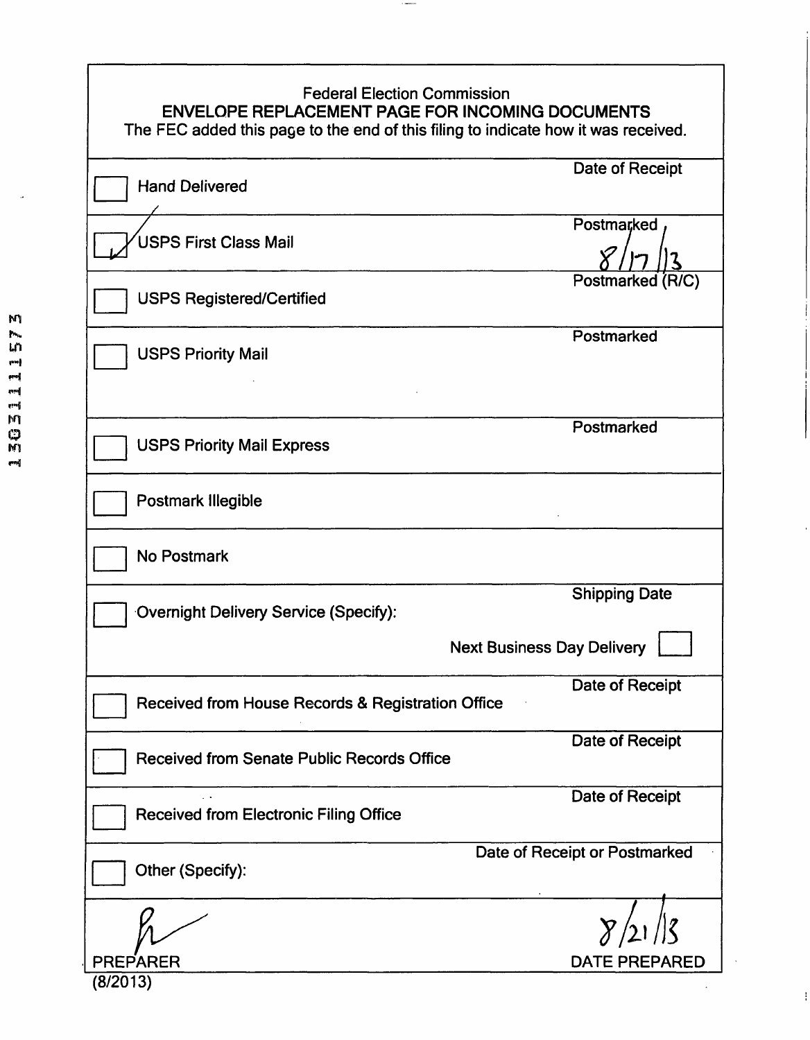Federal Election Commission

## ENVELOPE REPLACEMENT PAGE FOR INCOMING DOCUMENTS

The FEC added this page to the end of this filing to indicate how it was received.

| | | |
|---|---|---|
| ☐ | Hand Delivered | Date of Receipt |
| ☑ | USPS First Class Mail | Postmarked 8/17/13 |
| ☐ | USPS Registered/Certified | Postmarked (R/C) |
| ☐ | USPS Priority Mail | Postmarked |
| ☐ | USPS Priority Mail Express | Postmarked |
| ☐ | Postmark Illegible | |
| ☐ | No Postmark | |
| ☐ | Overnight Delivery Service (Specify): | Shipping Date; Next Business Day Delivery ☐ |
| ☐ | Received from House Records & Registration Office | Date of Receipt |
| ☐ | Received from Senate Public Records Office | Date of Receipt |
| ☐ | Received from Electronic Filing Office | Date of Receipt |
| ☐ | Other (Specify): | Date of Receipt or Postmarked |

| | |
|---|---|
| PREPARER | DATE PREPARED 8/21/13 |

(8/2013)

13031111573